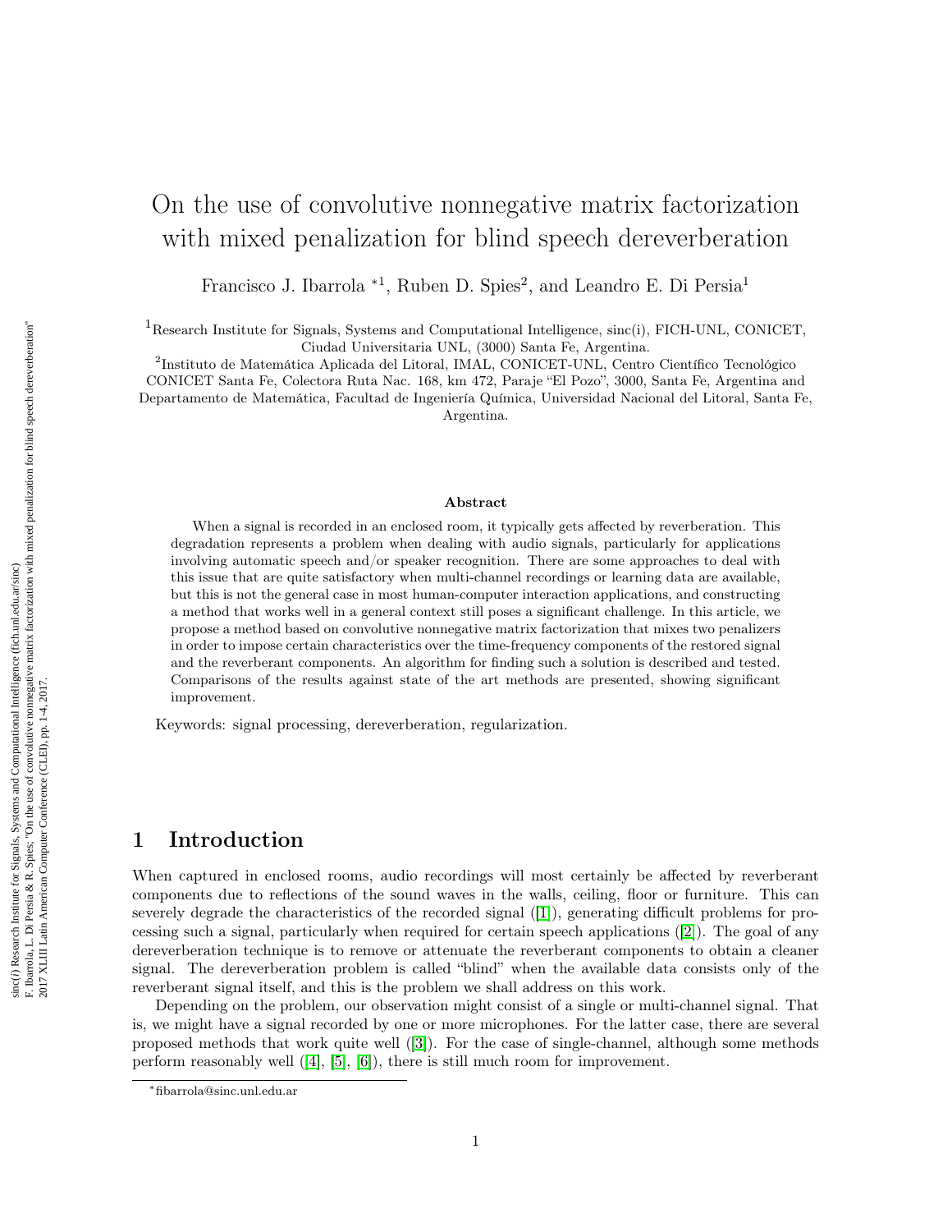# On the use of convolutive nonnegative matrix factorization with mixed penalization for blind speech dereverberation

Francisco J. Ibarrola *[1], Ruben D. Spies[2], and Leandro E. Di Persia[1]

[1]Research Institute for Signals, Systems and Computational Intelligence, sinc(i), FICH-UNL, CONICET, Ciudad Universitaria UNL, (3000) Santa Fe, Argentina.

[2]Instituto de Matemática Aplicada del Litoral, IMAL, CONICET-UNL, Centro Científico Tecnológico CONICET Santa Fe, Colectora Ruta Nac. 168, km 472, Paraje "El Pozo", 3000, Santa Fe, Argentina and Departamento de Matemática, Facultad de Ingeniería Química, Universidad Nacional del Litoral, Santa Fe, Argentina.

**Abstract**

When a signal is recorded in an enclosed room, it typically gets affected by reverberation. This degradation represents a problem when dealing with audio signals, particularly for applications involving automatic speech and/or speaker recognition. There are some approaches to deal with this issue that are quite satisfactory when multi-channel recordings or learning data are available, but this is not the general case in most human-computer interaction applications, and constructing a method that works well in a general context still poses a significant challenge. In this article, we propose a method based on convolutive nonnegative matrix factorization that mixes two penalizers in order to impose certain characteristics over the time-frequency components of the restored signal and the reverberant components. An algorithm for finding such a solution is described and tested. Comparisons of the results against state of the art methods are presented, showing significant improvement.

Keywords: signal processing, dereverberation, regularization.

## 1 Introduction

When captured in enclosed rooms, audio recordings will most certainly be affected by reverberant components due to reflections of the sound waves in the walls, ceiling, floor or furniture. This can severely degrade the characteristics of the recorded signal ([1]), generating difficult problems for processing such a signal, particularly when required for certain speech applications ([2]). The goal of any dereverberation technique is to remove or attenuate the reverberant components to obtain a cleaner signal. The dereverberation problem is called "blind" when the available data consists only of the reverberant signal itself, and this is the problem we shall address on this work.

Depending on the problem, our observation might consist of a single or multi-channel signal. That is, we might have a signal recorded by one or more microphones. For the latter case, there are several proposed methods that work quite well ([3]). For the case of single-channel, although some methods perform reasonably well ([4], [5], [6]), there is still much room for improvement.

*fibarrola@sinc.unl.edu.ar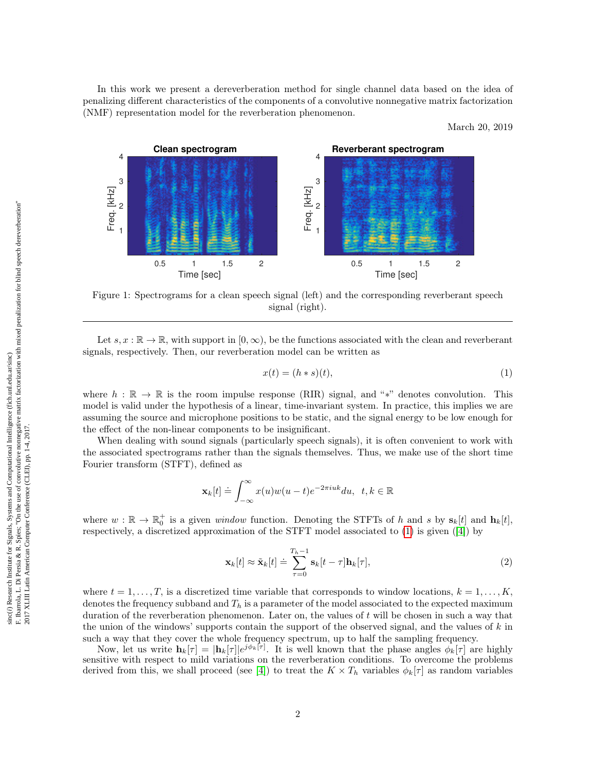In this work we present a dereverberation method for single channel data based on the idea of penalizing different characteristics of the components of a convolutive nonnegative matrix factorization (NMF) representation model for the reverberation phenomenon.

March 20, 2019

Figure 1: Spectrograms for a clean speech signal (left) and the corresponding reverberant speech signal (right).

---

Let $s, x : \mathbb{R} \to \mathbb{R}$, with support in $[0, \infty)$, be the functions associated with the clean and reverberant signals, respectively. Then, our reverberation model can be written as

$$x(t) = (h * s)(t), \tag{1}$$

where $h : \mathbb{R} \to \mathbb{R}$ is the room impulse response (RIR) signal, and "$*$" denotes convolution. This model is valid under the hypothesis of a linear, time-invariant system. In practice, this implies we are assuming the source and microphone positions to be static, and the signal energy to be low enough for the effect of the non-linear components to be insignificant.

When dealing with sound signals (particularly speech signals), it is often convenient to work with the associated spectrograms rather than the signals themselves. Thus, we make use of the short time Fourier transform (STFT), defined as

$$\mathbf{x}_k[t] \doteq \int_{-\infty}^{\infty} x(u)w(u-t)e^{-2\pi i u k} du, \quad t, k \in \mathbb{R}$$

where $w : \mathbb{R} \to \mathbb{R}_0^+$ is a given *window* function. Denoting the STFTs of $h$ and $s$ by $\mathbf{s}_k[t]$ and $\mathbf{h}_k[t]$, respectively, a discretized approximation of the STFT model associated to (1) is given ([4]) by

$$\mathbf{x}_k[t] \approx \tilde{\mathbf{x}}_k[t] \doteq \sum_{\tau=0}^{T_h-1} \mathbf{s}_k[t-\tau]\mathbf{h}_k[\tau], \tag{2}$$

where $t = 1, \ldots, T$, is a discretized time variable that corresponds to window locations, $k = 1, \ldots, K$, denotes the frequency subband and $T_h$ is a parameter of the model associated to the expected maximum duration of the reverberation phenomenon. Later on, the values of $t$ will be chosen in such a way that the union of the windows' supports contain the support of the observed signal, and the values of $k$ in such a way that they cover the whole frequency spectrum, up to half the sampling frequency.

Now, let us write $\mathbf{h}_k[\tau] = |\mathbf{h}_k[\tau]|e^{j\phi_k[\tau]}$. It is well known that the phase angles $\phi_k[\tau]$ are highly sensitive with respect to mild variations on the reverberation conditions. To overcome the problems derived from this, we shall proceed (see [4]) to treat the $K \times T_h$ variables $\phi_k[\tau]$ as random variables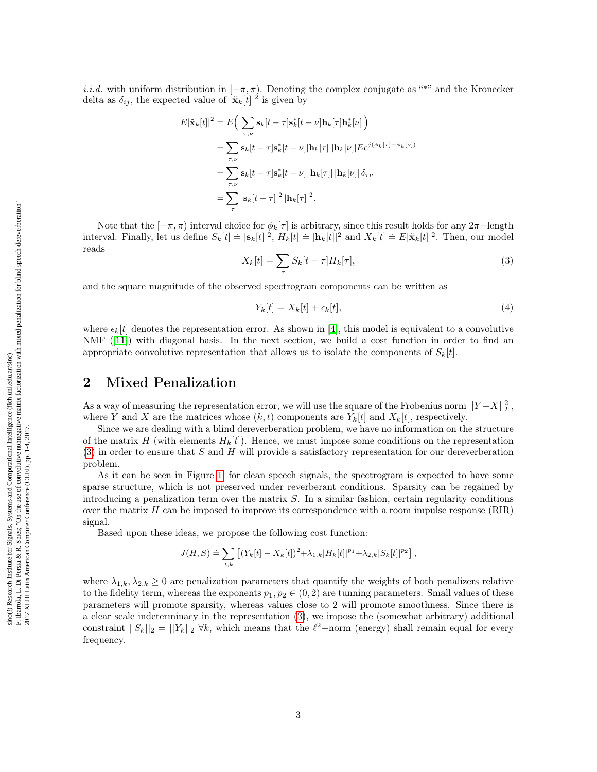*i.i.d.* with uniform distribution in $[-\pi, \pi)$. Denoting the complex conjugate as "$*$" and the Kronecker delta as $\delta_{ij}$, the expected value of $|\tilde{\mathbf{x}}_k[t]|^2$ is given by

$$
\begin{aligned}
E|\tilde{\mathbf{x}}_k[t]|^2 &= E\Big(\sum_{\tau,\nu} \mathbf{s}_k[t-\tau]\mathbf{s}_k^*[t-\nu]\mathbf{h}_k[\tau]\mathbf{h}_k^*[\nu]\Big) \\
&= \sum_{\tau,\nu} \mathbf{s}_k[t-\tau]\mathbf{s}_k^*[t-\nu]|\mathbf{h}_k[\tau]||\mathbf{h}_k[\nu]|Ee^{j(\phi_k[\tau]-\phi_k[\nu])} \\
&= \sum_{\tau,\nu} \mathbf{s}_k[t-\tau]\mathbf{s}_k^*[t-\nu]\,|\mathbf{h}_k[\tau]|\,|\mathbf{h}_k[\nu]|\,\delta_{\tau\nu} \\
&= \sum_{\tau} |\mathbf{s}_k[t-\tau]|^2\,|\mathbf{h}_k[\tau]|^2.
\end{aligned}
$$

Note that the $[-\pi, \pi)$ interval choice for $\phi_k[\tau]$ is arbitrary, since this result holds for any $2\pi-$length interval. Finally, let us define $S_k[t] \doteq |\mathbf{s}_k[t]|^2$, $H_k[t] \doteq |\mathbf{h}_k[t]|^2$ and $X_k[t] \doteq E|\tilde{\mathbf{x}}_k[t]|^2$. Then, our model reads

$$
X_k[t] = \sum_{\tau} S_k[t-\tau]H_k[\tau], \tag{3}
$$

and the square magnitude of the observed spectrogram components can be written as

$$
Y_k[t] = X_k[t] + \epsilon_k[t], \tag{4}
$$

where $\epsilon_k[t]$ denotes the representation error. As shown in [4], this model is equivalent to a convolutive NMF ([11]) with diagonal basis. In the next section, we build a cost function in order to find an appropriate convolutive representation that allows us to isolate the components of $S_k[t]$.

## 2 Mixed Penalization

As a way of measuring the representation error, we will use the square of the Frobenius norm $||Y - X||_F^2$, where $Y$ and $X$ are the matrices whose $(k, t)$ components are $Y_k[t]$ and $X_k[t]$, respectively.

Since we are dealing with a blind dereverberation problem, we have no information on the structure of the matrix $H$ (with elements $H_k[t]$). Hence, we must impose some conditions on the representation (3) in order to ensure that $S$ and $H$ will provide a satisfactory representation for our dereverberation problem.

As it can be seen in Figure 1, for clean speech signals, the spectrogram is expected to have some sparse structure, which is not preserved under reverberant conditions. Sparsity can be regained by introducing a penalization term over the matrix $S$. In a similar fashion, certain regularity conditions over the matrix $H$ can be imposed to improve its correspondence with a room impulse response (RIR) signal.

Based upon these ideas, we propose the following cost function:

$$
J(H, S) \doteq \sum_{t,k} \left[(Y_k[t] - X_k[t])^2 + \lambda_{1,k}|H_k[t]|^{p_1} + \lambda_{2,k}|S_k[t]|^{p_2}\right],
$$

where $\lambda_{1,k}, \lambda_{2,k} \geq 0$ are penalization parameters that quantify the weights of both penalizers relative to the fidelity term, whereas the exponents $p_1, p_2 \in (0, 2)$ are tunning parameters. Small values of these parameters will promote sparsity, whereas values close to 2 will promote smoothness. Since there is a clear scale indeterminacy in the representation (3), we impose the (somewhat arbitrary) additional constraint $||S_k||_2 = ||Y_k||_2 \ \forall k$, which means that the $\ell^2-$norm (energy) shall remain equal for every frequency.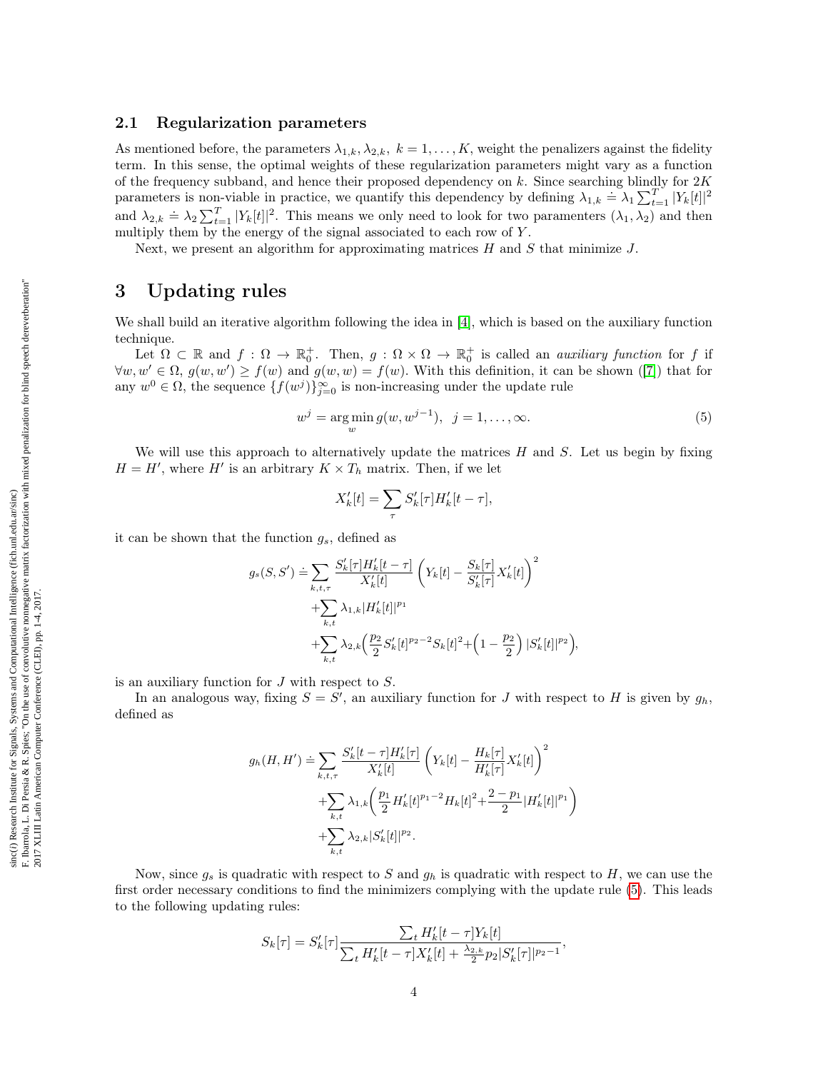### 2.1 Regularization parameters

As mentioned before, the parameters $\lambda_{1,k}, \lambda_{2,k},\ k = 1, \ldots, K$, weight the penalizers against the fidelity term. In this sense, the optimal weights of these regularization parameters might vary as a function of the frequency subband, and hence their proposed dependency on $k$. Since searching blindly for $2K$ parameters is non-viable in practice, we quantify this dependency by defining $\lambda_{1,k} \doteq \lambda_1 \sum_{t=1}^{T} |Y_k[t]|^2$ and $\lambda_{2,k} \doteq \lambda_2 \sum_{t=1}^{T} |Y_k[t]|^2$. This means we only need to look for two paramenters $(\lambda_1, \lambda_2)$ and then multiply them by the energy of the signal associated to each row of $Y$.

Next, we present an algorithm for approximating matrices $H$ and $S$ that minimize $J$.

## 3 Updating rules

We shall build an iterative algorithm following the idea in [4], which is based on the auxiliary function technique.

Let $\Omega \subset \mathbb{R}$ and $f : \Omega \to \mathbb{R}_0^+$. Then, $g : \Omega \times \Omega \to \mathbb{R}_0^+$ is called an *auxiliary function* for $f$ if $\forall w, w' \in \Omega,\ g(w, w') \geq f(w)$ and $g(w, w) = f(w)$. With this definition, it can be shown ([7]) that for any $w^0 \in \Omega$, the sequence $\{f(w^j)\}_{j=0}^{\infty}$ is non-increasing under the update rule

$$w^j = \underset{w}{\arg\min}\, g(w, w^{j-1}), \quad j = 1, \ldots, \infty. \tag{5}$$

We will use this approach to alternatively update the matrices $H$ and $S$. Let us begin by fixing $H = H'$, where $H'$ is an arbitrary $K \times T_h$ matrix. Then, if we let

$$X'_k[t] = \sum_{\tau} S'_k[\tau] H'_k[t - \tau],$$

it can be shown that the function $g_s$, defined as

$$\begin{aligned} g_s(S, S') \doteq &\sum_{k,t,\tau} \frac{S'_k[\tau] H'_k[t-\tau]}{X'_k[t]} \left( Y_k[t] - \frac{S_k[\tau]}{S'_k[\tau]} X'_k[t] \right)^2 \\ &+ \sum_{k,t} \lambda_{1,k} |H'_k[t]|^{p_1} \\ &+ \sum_{k,t} \lambda_{2,k} \Big( \frac{p_2}{2} S'_k[t]^{p_2 - 2} S_k[t]^2 + \Big(1 - \frac{p_2}{2}\Big) |S'_k[t]|^{p_2} \Big), \end{aligned}$$

is an auxiliary function for $J$ with respect to $S$.

In an analogous way, fixing $S = S'$, an auxiliary function for $J$ with respect to $H$ is given by $g_h$, defined as

$$\begin{aligned} g_h(H, H') \doteq &\sum_{k,t,\tau} \frac{S'_k[t-\tau] H'_k[\tau]}{X'_k[t]} \left( Y_k[t] - \frac{H_k[\tau]}{H'_k[\tau]} X'_k[t] \right)^2 \\ &+ \sum_{k,t} \lambda_{1,k} \Big( \frac{p_1}{2} H'_k[t]^{p_1 - 2} H_k[t]^2 + \frac{2 - p_1}{2} |H'_k[t]|^{p_1} \Big) \\ &+ \sum_{k,t} \lambda_{2,k} |S'_k[t]|^{p_2}. \end{aligned}$$

Now, since $g_s$ is quadratic with respect to $S$ and $g_h$ is quadratic with respect to $H$, we can use the first order necessary conditions to find the minimizers complying with the update rule (5). This leads to the following updating rules:

$$S_k[\tau] = S'_k[\tau] \frac{\sum_t H'_k[t - \tau] Y_k[t]}{\sum_t H'_k[t - \tau] X'_k[t] + \frac{\lambda_{2,k}}{2} p_2 |S'_k[\tau]|^{p_2 - 1}},$$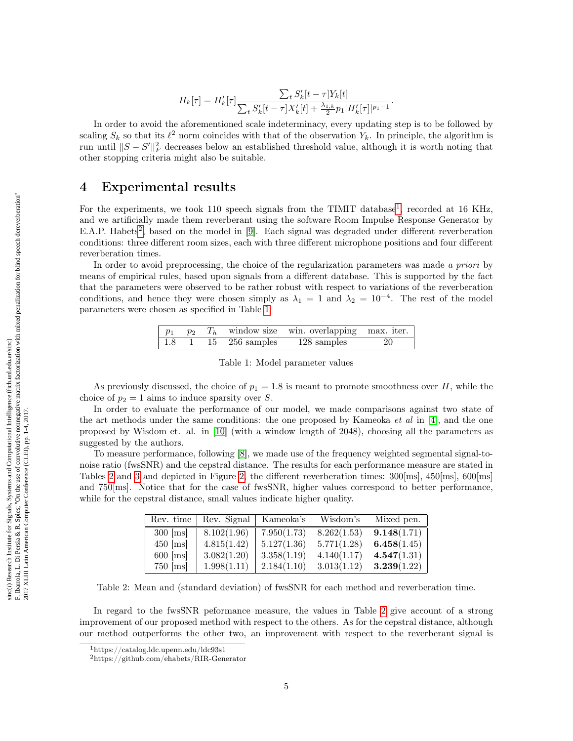$$H_k[\tau] = H'_k[\tau] \frac{\sum_t S'_k[t-\tau] Y_k[t]}{\sum_t S'_k[t-\tau] X'_k[t] + \frac{\lambda_{1,k}}{2} p_1 |H'_k[\tau]|^{p_1 - 1}}.$$

In order to avoid the aforementioned scale indeterminacy, every updating step is to be followed by scaling $S_k$ so that its $\ell^2$ norm coincides with that of the observation $Y_k$. In principle, the algorithm is run until $\|S - S'\|_F^2$ decreases below an established threshold value, although it is worth noting that other stopping criteria might also be suitable.

# 4 Experimental results

For the experiments, we took 110 speech signals from the TIMIT database[1], recorded at 16 KHz, and we artificially made them reverberant using the software Room Impulse Response Generator by E.A.P. Habets[2], based on the model in [9]. Each signal was degraded under different reverberation conditions: three different room sizes, each with three different microphone positions and four different reverberation times.

In order to avoid preprocessing, the choice of the regularization parameters was made *a priori* by means of empirical rules, based upon signals from a different database. This is supported by the fact that the parameters were observed to be rather robust with respect to variations of the reverberation conditions, and hence they were chosen simply as $\lambda_1 = 1$ and $\lambda_2 = 10^{-4}$. The rest of the model parameters were chosen as specified in Table 1.

| $p_1$ | $p_2$ | $T_h$ | window size | win. overlapping | max. iter. |
|---|---|---|---|---|---|
| 1.8 | 1 | 15 | 256 samples | 128 samples | 20 |

Table 1: Model parameter values

As previously discussed, the choice of $p_1 = 1.8$ is meant to promote smoothness over $H$, while the choice of $p_2 = 1$ aims to induce sparsity over $S$.

In order to evaluate the performance of our model, we made comparisons against two state of the art methods under the same conditions: the one proposed by Kameoka *et al* in [4], and the one proposed by Wisdom et. al. in [10] (with a window length of 2048), choosing all the parameters as suggested by the authors.

To measure performance, following [8], we made use of the frequency weighted segmental signal-to-noise ratio (fwsSNR) and the cepstral distance. The results for each performance measure are stated in Tables 2 and 3 and depicted in Figure 2, the different reverberation times: 300[ms], 450[ms], 600[ms] and 750[ms]. Notice that for the case of fwsSNR, higher values correspond to better performance, while for the cepstral distance, small values indicate higher quality.

| Rev. time | Rev. Signal | Kameoka's | Wisdom's | Mixed pen. |
|---|---|---|---|---|
| 300 [ms] | 8.102(1.96) | 7.950(1.73) | 8.262(1.53) | **9.148**(1.71) |
| 450 [ms] | 4.815(1.42) | 5.127(1.36) | 5.771(1.28) | **6.458**(1.45) |
| 600 [ms] | 3.082(1.20) | 3.358(1.19) | 4.140(1.17) | **4.547**(1.31) |
| 750 [ms] | 1.998(1.11) | 2.184(1.10) | 3.013(1.12) | **3.239**(1.22) |

Table 2: Mean and (standard deviation) of fwsSNR for each method and reverberation time.

In regard to the fwsSNR peformance measure, the values in Table 2 give account of a strong improvement of our proposed method with respect to the others. As for the cepstral distance, although our method outperforms the other two, an improvement with respect to the reverberant signal is

[1] https://catalog.ldc.upenn.edu/ldc93s1

[2] https://github.com/ehabets/RIR-Generator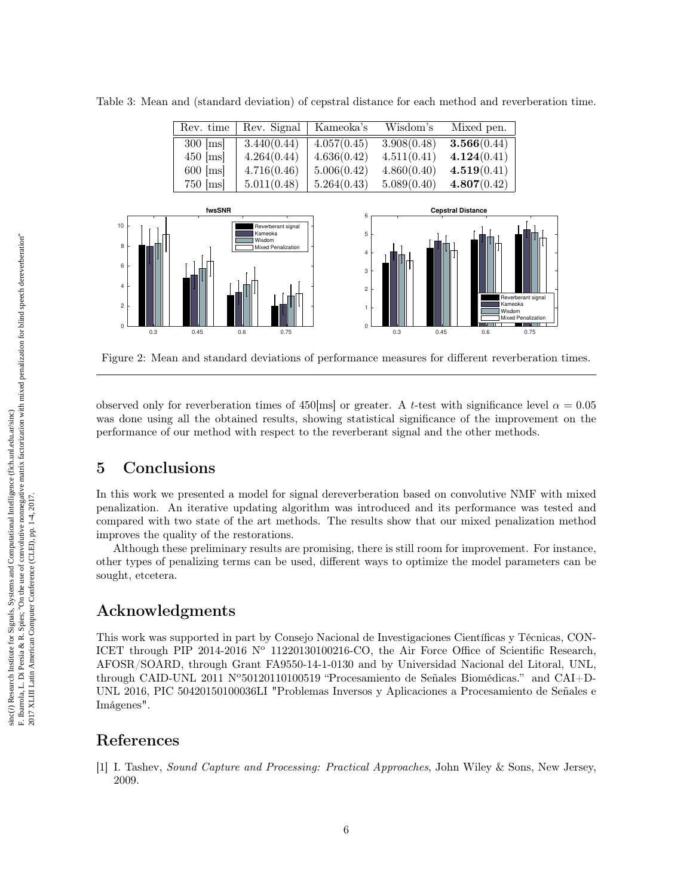Table 3: Mean and (standard deviation) of cepstral distance for each method and reverberation time.

| Rev. time | Rev. Signal | Kameoka's | Wisdom's | Mixed pen. |
|---|---|---|---|---|
| 300 [ms] | 3.440(0.44) | 4.057(0.45) | 3.908(0.48) | **3.566**(0.44) |
| 450 [ms] | 4.264(0.44) | 4.636(0.42) | 4.511(0.41) | **4.124**(0.41) |
| 600 [ms] | 4.716(0.46) | 5.006(0.42) | 4.860(0.40) | **4.519**(0.41) |
| 750 [ms] | 5.011(0.48) | 5.264(0.43) | 5.089(0.40) | **4.807**(0.42) |

Figure 2: Mean and standard deviations of performance measures for different reverberation times.

observed only for reverberation times of 450[ms] or greater. A $t$-test with significance level $\alpha = 0.05$ was done using all the obtained results, showing statistical significance of the improvement on the performance of our method with respect to the reverberant signal and the other methods.

# 5 Conclusions

In this work we presented a model for signal dereverberation based on convolutive NMF with mixed penalization. An iterative updating algorithm was introduced and its performance was tested and compared with two state of the art methods. The results show that our mixed penalization method improves the quality of the restorations.

Although these preliminary results are promising, there is still room for improvement. For instance, other types of penalizing terms can be used, different ways to optimize the model parameters can be sought, etcetera.

# Acknowledgments

This work was supported in part by Consejo Nacional de Investigaciones Científicas y Técnicas, CONICET through PIP 2014-2016 Nº 11220130100216-CO, the Air Force Office of Scientific Research, AFOSR/SOARD, through Grant FA9550-14-1-0130 and by Universidad Nacional del Litoral, UNL, through CAID-UNL 2011 Nº50120110100519 "Procesamiento de Señales Biomédicas." and CAI+D-UNL 2016, PIC 50420150100036LI "Problemas Inversos y Aplicaciones a Procesamiento de Señales e Imágenes".

# References

[1] I. Tashev, *Sound Capture and Processing: Practical Approaches*, John Wiley & Sons, New Jersey, 2009.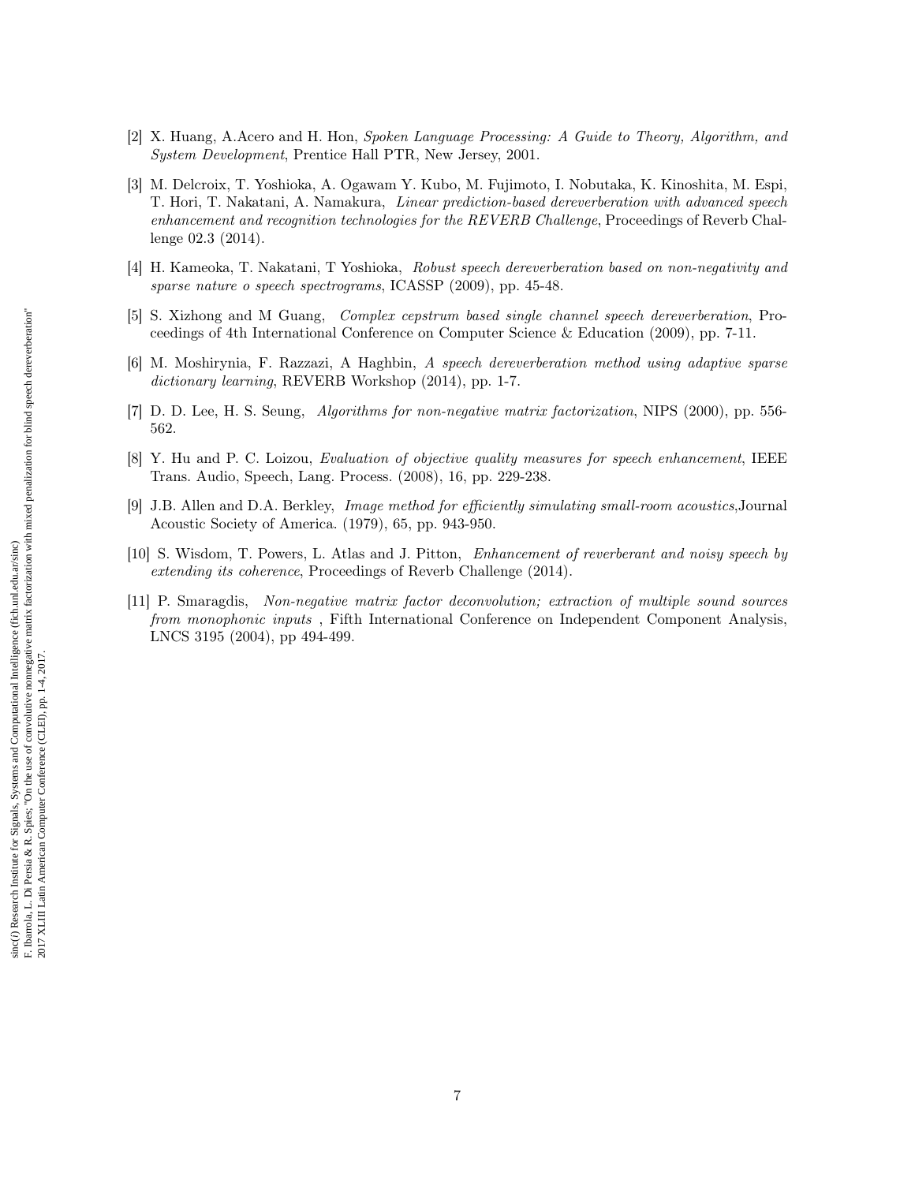[2] X. Huang, A.Acero and H. Hon, *Spoken Language Processing: A Guide to Theory, Algorithm, and System Development*, Prentice Hall PTR, New Jersey, 2001.

[3] M. Delcroix, T. Yoshioka, A. Ogawam Y. Kubo, M. Fujimoto, I. Nobutaka, K. Kinoshita, M. Espi, T. Hori, T. Nakatani, A. Namakura, *Linear prediction-based dereverberation with advanced speech enhancement and recognition technologies for the REVERB Challenge*, Proceedings of Reverb Challenge 02.3 (2014).

[4] H. Kameoka, T. Nakatani, T Yoshioka, *Robust speech dereverberation based on non-negativity and sparse nature o speech spectrograms*, ICASSP (2009), pp. 45-48.

[5] S. Xizhong and M Guang, *Complex cepstrum based single channel speech dereverberation*, Proceedings of 4th International Conference on Computer Science & Education (2009), pp. 7-11.

[6] M. Moshirynia, F. Razzazi, A Haghbin, *A speech dereverberation method using adaptive sparse dictionary learning*, REVERB Workshop (2014), pp. 1-7.

[7] D. D. Lee, H. S. Seung, *Algorithms for non-negative matrix factorization*, NIPS (2000), pp. 556-562.

[8] Y. Hu and P. C. Loizou, *Evaluation of objective quality measures for speech enhancement*, IEEE Trans. Audio, Speech, Lang. Process. (2008), 16, pp. 229-238.

[9] J.B. Allen and D.A. Berkley, *Image method for efficiently simulating small-room acoustics*,Journal Acoustic Society of America. (1979), 65, pp. 943-950.

[10] S. Wisdom, T. Powers, L. Atlas and J. Pitton, *Enhancement of reverberant and noisy speech by extending its coherence*, Proceedings of Reverb Challenge (2014).

[11] P. Smaragdis, *Non-negative matrix factor deconvolution; extraction of multiple sound sources from monophonic inputs* , Fifth International Conference on Independent Component Analysis, LNCS 3195 (2004), pp 494-499.